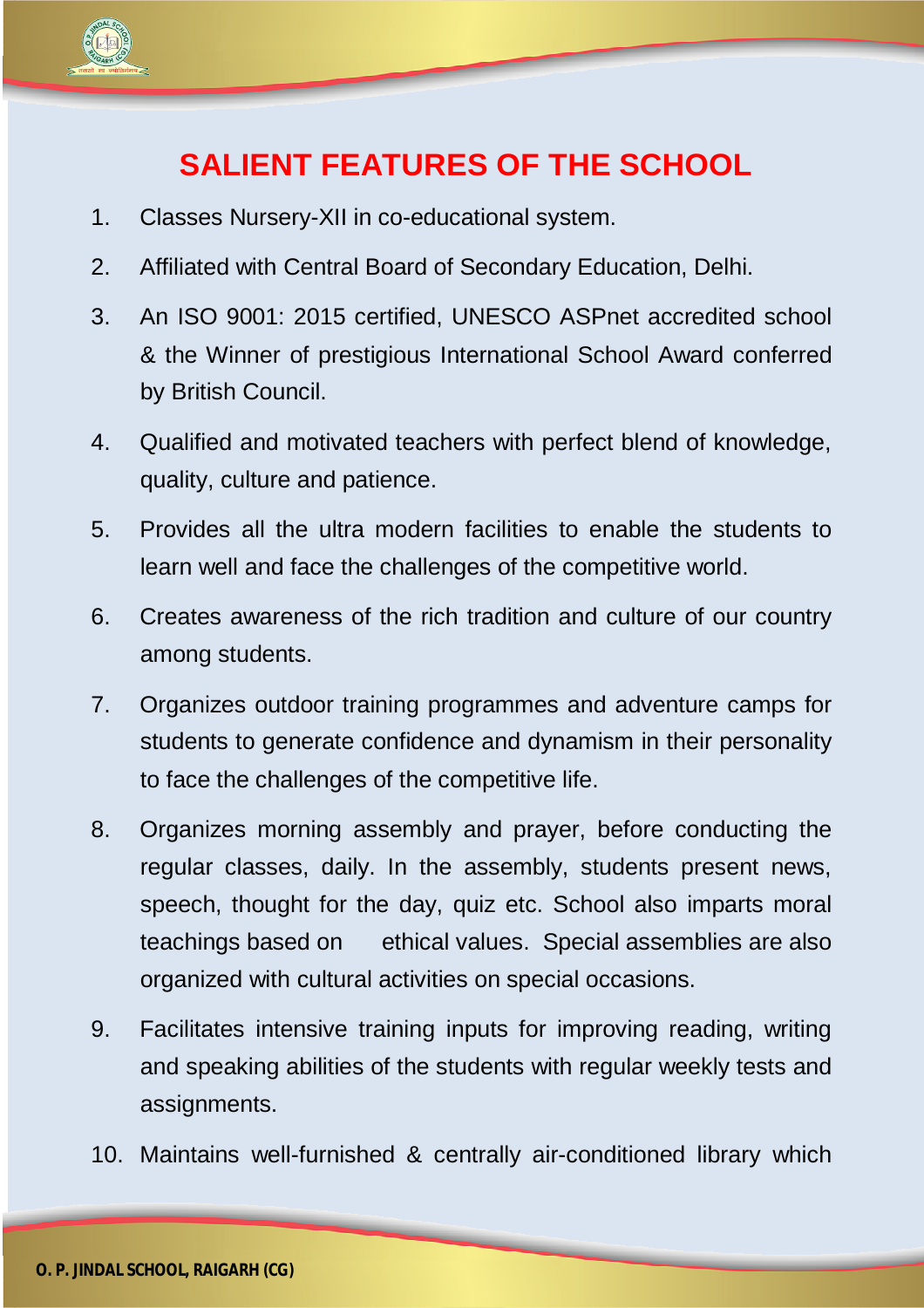# SALIENT FEATURES OF THE SCHOOL

1. Classes Nursery-XII in co-educational system.
2. Affiliated with Central Board of Secondary Education, Delhi.
3. An ISO 9001: 2015 certified, UNESCO ASPnet accredited school & the Winner of prestigious International School Award conferred by British Council.
4. Qualified and motivated teachers with perfect blend of knowledge, quality, culture and patience.
5. Provides all the ultra modern facilities to enable the students to learn well and face the challenges of the competitive world.
6. Creates awareness of the rich tradition and culture of our country among students.
7. Organizes outdoor training programmes and adventure camps for students to generate confidence and dynamism in their personality to face the challenges of the competitive life.
8. Organizes morning assembly and prayer, before conducting the regular classes, daily. In the assembly, students present news, speech, thought for the day, quiz etc. School also imparts moral teachings based on ethical values. Special assemblies are also organized with cultural activities on special occasions.
9. Facilitates intensive training inputs for improving reading, writing and speaking abilities of the students with regular weekly tests and assignments.
10. Maintains well-furnished & centrally air-conditioned library which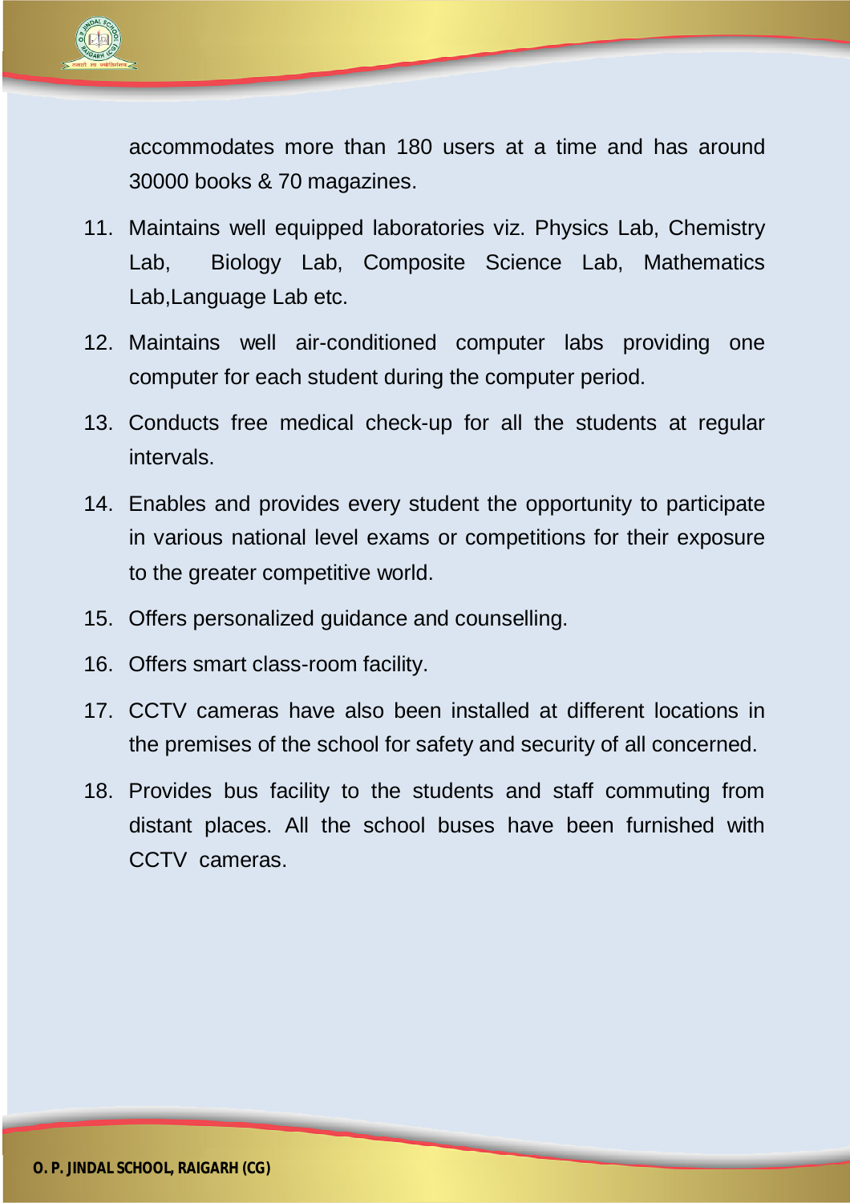accommodates more than 180 users at a time and has around 30000 books & 70 magazines.

11. Maintains well equipped laboratories viz. Physics Lab, Chemistry Lab, Biology Lab, Composite Science Lab, Mathematics Lab,Language Lab etc.
12. Maintains well air-conditioned computer labs providing one computer for each student during the computer period.
13. Conducts free medical check-up for all the students at regular intervals.
14. Enables and provides every student the opportunity to participate in various national level exams or competitions for their exposure to the greater competitive world.
15. Offers personalized guidance and counselling.
16. Offers smart class-room facility.
17. CCTV cameras have also been installed at different locations in the premises of the school for safety and security of all concerned.
18. Provides bus facility to the students and staff commuting from distant places. All the school buses have been furnished with CCTV cameras.